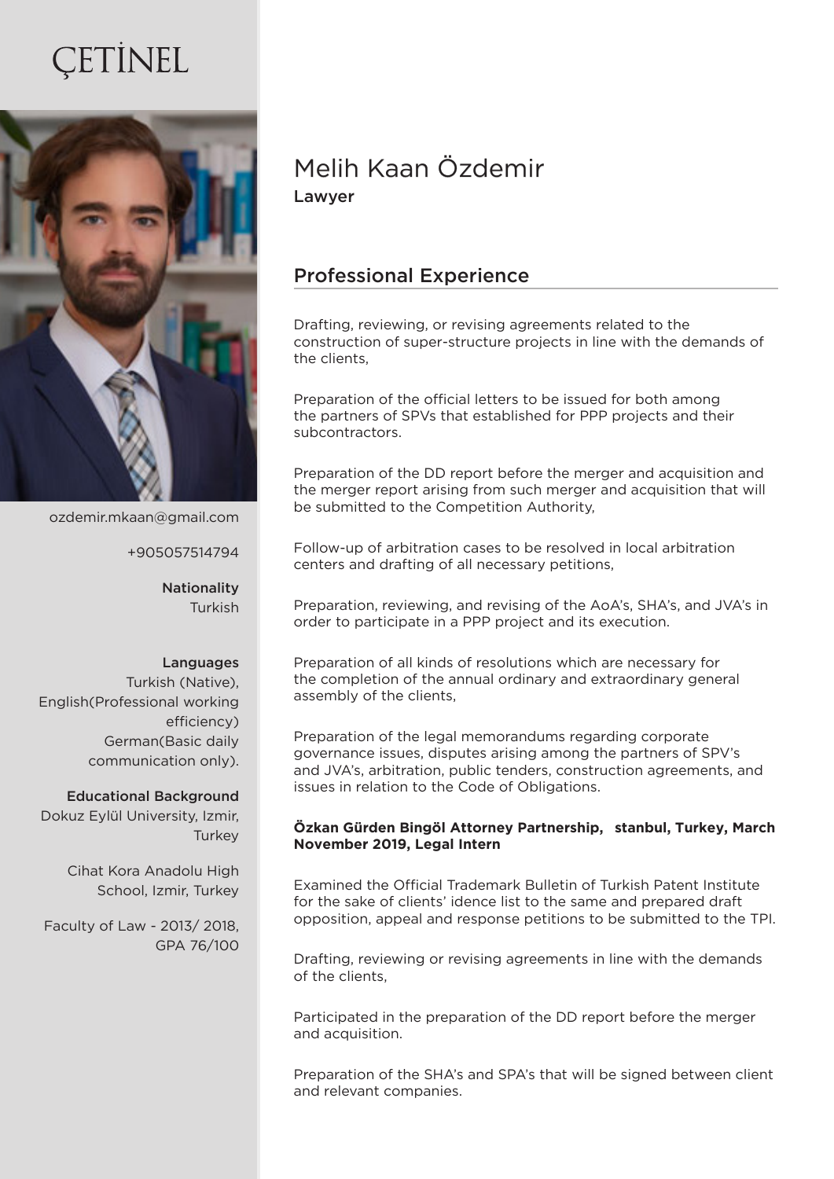# ÇETİNEL

ozdemir.mkaan@gmail.com

+905057514794

**Nationality**
Turkish

**Languages**
Turkish (Native),
English(Professional working efficiency)
German(Basic daily communication only).

**Educational Background**
Dokuz Eylül University, Izmir, Turkey

Cihat Kora Anadolu High School, Izmir, Turkey

Faculty of Law - 2013/ 2018, GPA 76/100

## Melih Kaan Özdemir

Lawyer

### Professional Experience

Drafting, reviewing, or revising agreements related to the construction of super-structure projects in line with the demands of the clients,

Preparation of the official letters to be issued for both among the partners of SPVs that established for PPP projects and their subcontractors.

Preparation of the DD report before the merger and acquisition and the merger report arising from such merger and acquisition that will be submitted to the Competition Authority,

Follow-up of arbitration cases to be resolved in local arbitration centers and drafting of all necessary petitions,

Preparation, reviewing, and revising of the AoA's, SHA's, and JVA's in order to participate in a PPP project and its execution.

Preparation of all kinds of resolutions which are necessary for the completion of the annual ordinary and extraordinary general assembly of the clients,

Preparation of the legal memorandums regarding corporate governance issues, disputes arising among the partners of SPV's and JVA's, arbitration, public tenders, construction agreements, and issues in relation to the Code of Obligations.

**Özkan Gürden Bingöl Attorney Partnership, stanbul, Turkey, March November 2019, Legal Intern**

Examined the Official Trademark Bulletin of Turkish Patent Institute for the sake of clients' idence list to the same and prepared draft opposition, appeal and response petitions to be submitted to the TPI.

Drafting, reviewing or revising agreements in line with the demands of the clients,

Participated in the preparation of the DD report before the merger and acquisition.

Preparation of the SHA's and SPA's that will be signed between client and relevant companies.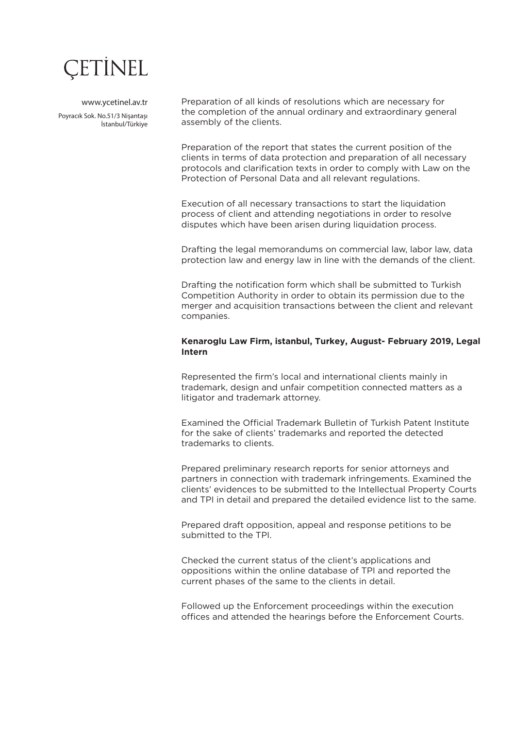Preparation of all kinds of resolutions which are necessary for the completion of the annual ordinary and extraordinary general assembly of the clients.

Preparation of the report that states the current position of the clients in terms of data protection and preparation of all necessary protocols and clarification texts in order to comply with Law on the Protection of Personal Data and all relevant regulations.

Execution of all necessary transactions to start the liquidation process of client and attending negotiations in order to resolve disputes which have been arisen during liquidation process.

Drafting the legal memorandums on commercial law, labor law, data protection law and energy law in line with the demands of the client.

Drafting the notification form which shall be submitted to Turkish Competition Authority in order to obtain its permission due to the merger and acquisition transactions between the client and relevant companies.

**Kenaroglu Law Firm, istanbul, Turkey, August- February 2019, Legal Intern**

Represented the firm's local and international clients mainly in trademark, design and unfair competition connected matters as a litigator and trademark attorney.

Examined the Official Trademark Bulletin of Turkish Patent Institute for the sake of clients' trademarks and reported the detected trademarks to clients.

Prepared preliminary research reports for senior attorneys and partners in connection with trademark infringements. Examined the clients' evidences to be submitted to the Intellectual Property Courts and TPI in detail and prepared the detailed evidence list to the same.

Prepared draft opposition, appeal and response petitions to be submitted to the TPI.

Checked the current status of the client's applications and oppositions within the online database of TPI and reported the current phases of the same to the clients in detail.

Followed up the Enforcement proceedings within the execution offices and attended the hearings before the Enforcement Courts.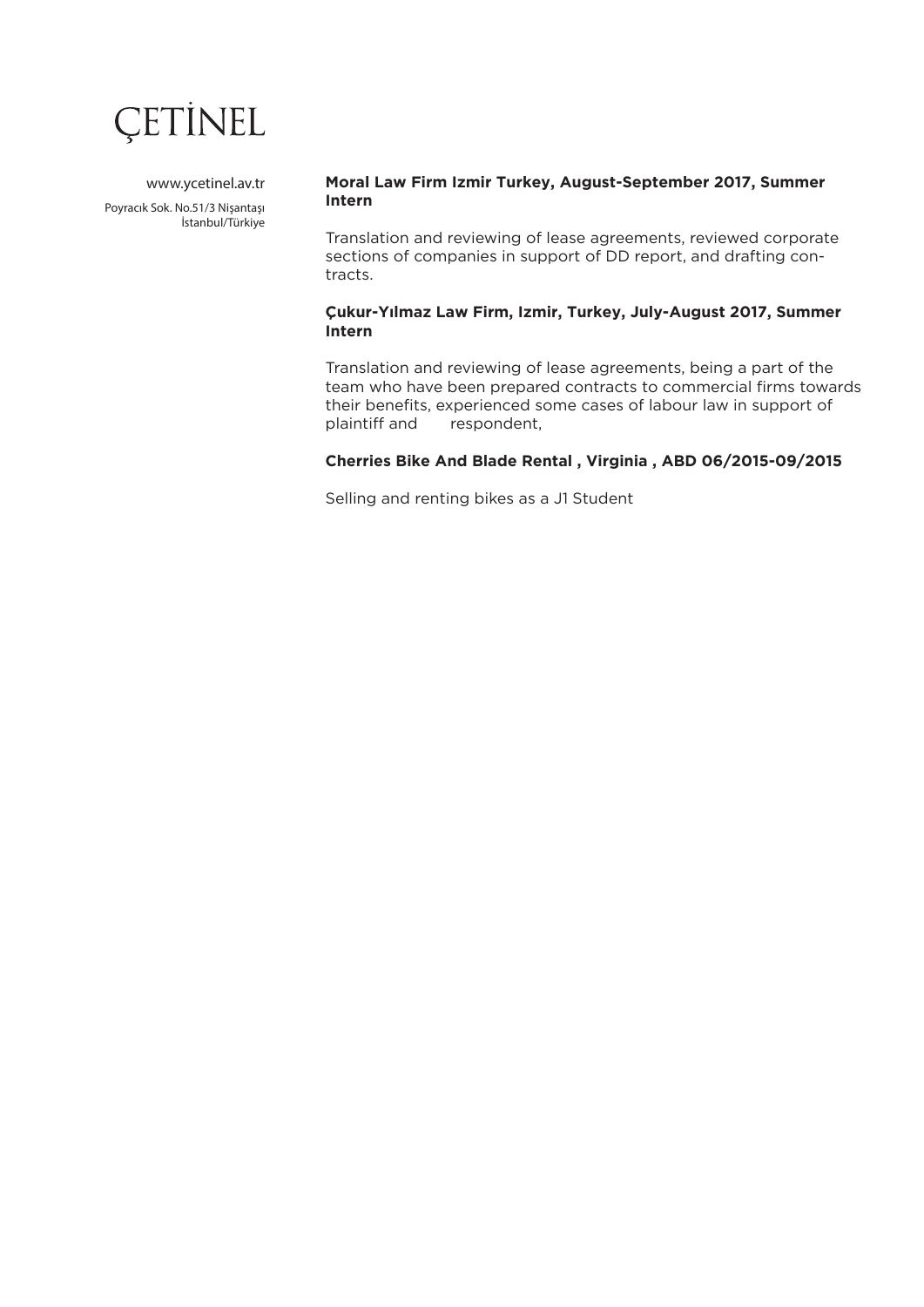**Moral Law Firm Izmir Turkey, August-September 2017, Summer Intern**

Translation and reviewing of lease agreements, reviewed corporate sections of companies in support of DD report, and drafting contracts.

**Çukur-Yılmaz Law Firm, Izmir, Turkey, July-August 2017, Summer Intern**

Translation and reviewing of lease agreements, being a part of the team who have been prepared contracts to commercial firms towards their benefits, experienced some cases of labour law in support of plaintiff and respondent,

**Cherries Bike And Blade Rental , Virginia , ABD 06/2015-09/2015**

Selling and renting bikes as a J1 Student